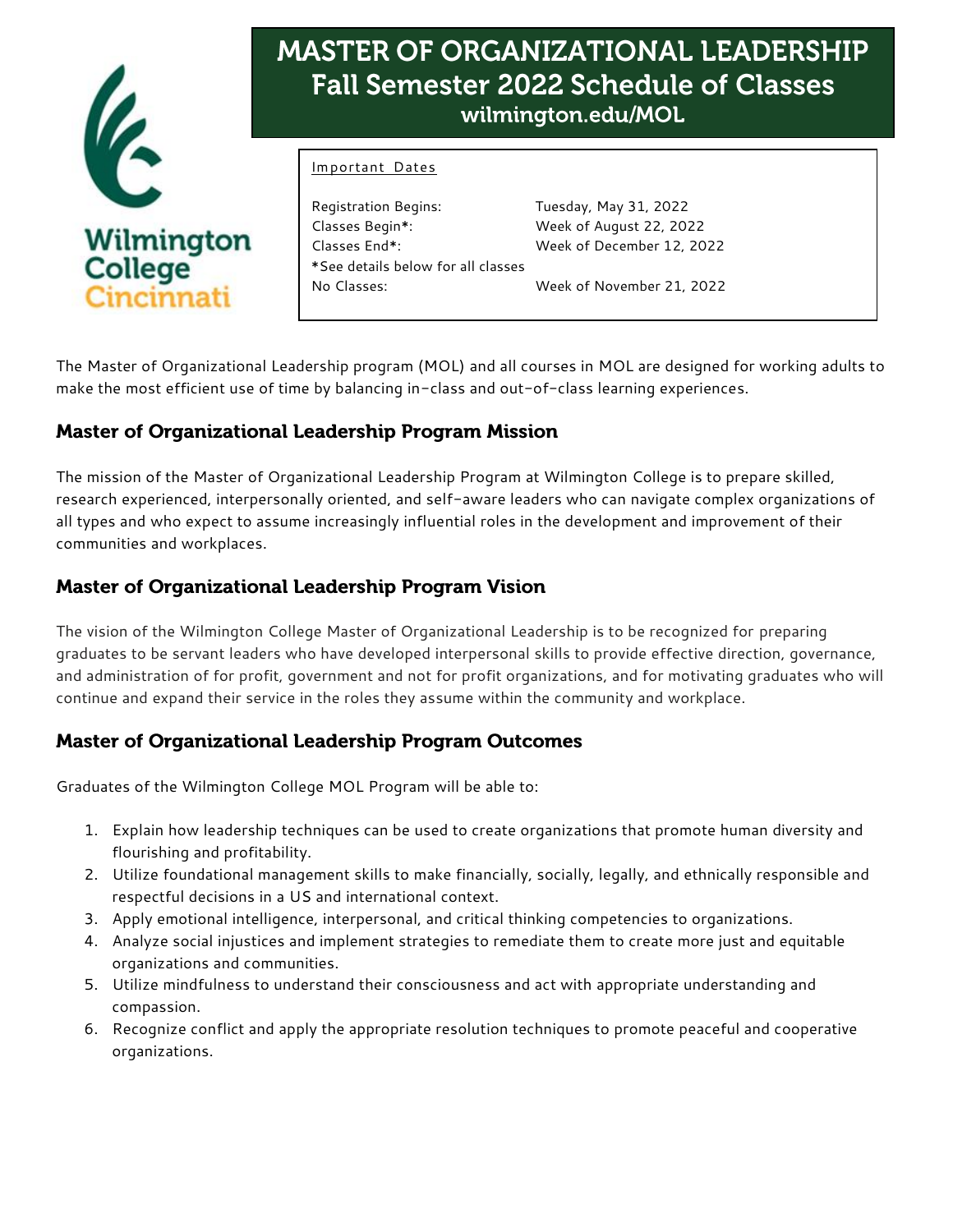Wilmington College Cincinnati

# MASTER OF ORGANIZATIONAL LEADERSHIP
## Fall Semester 2022 Schedule of Classes
### wilmington.edu/MOL

Important Dates

| | |
|---|---|
| Registration Begins: | Tuesday, May 31, 2022 |
| Classes Begin*: | Week of August 22, 2022 |
| Classes End*: | Week of December 12, 2022 |
| *See details below for all classes | |
| No Classes: | Week of November 21, 2022 |

The Master of Organizational Leadership program (MOL) and all courses in MOL are designed for working adults to make the most efficient use of time by balancing in-class and out-of-class learning experiences.

## Master of Organizational Leadership Program Mission

The mission of the Master of Organizational Leadership Program at Wilmington College is to prepare skilled, research experienced, interpersonally oriented, and self-aware leaders who can navigate complex organizations of all types and who expect to assume increasingly influential roles in the development and improvement of their communities and workplaces.

## Master of Organizational Leadership Program Vision

The vision of the Wilmington College Master of Organizational Leadership is to be recognized for preparing graduates to be servant leaders who have developed interpersonal skills to provide effective direction, governance, and administration of for profit, government and not for profit organizations, and for motivating graduates who will continue and expand their service in the roles they assume within the community and workplace.

## Master of Organizational Leadership Program Outcomes

Graduates of the Wilmington College MOL Program will be able to:

1. Explain how leadership techniques can be used to create organizations that promote human diversity and flourishing and profitability.
2. Utilize foundational management skills to make financially, socially, legally, and ethnically responsible and respectful decisions in a US and international context.
3. Apply emotional intelligence, interpersonal, and critical thinking competencies to organizations.
4. Analyze social injustices and implement strategies to remediate them to create more just and equitable organizations and communities.
5. Utilize mindfulness to understand their consciousness and act with appropriate understanding and compassion.
6. Recognize conflict and apply the appropriate resolution techniques to promote peaceful and cooperative organizations.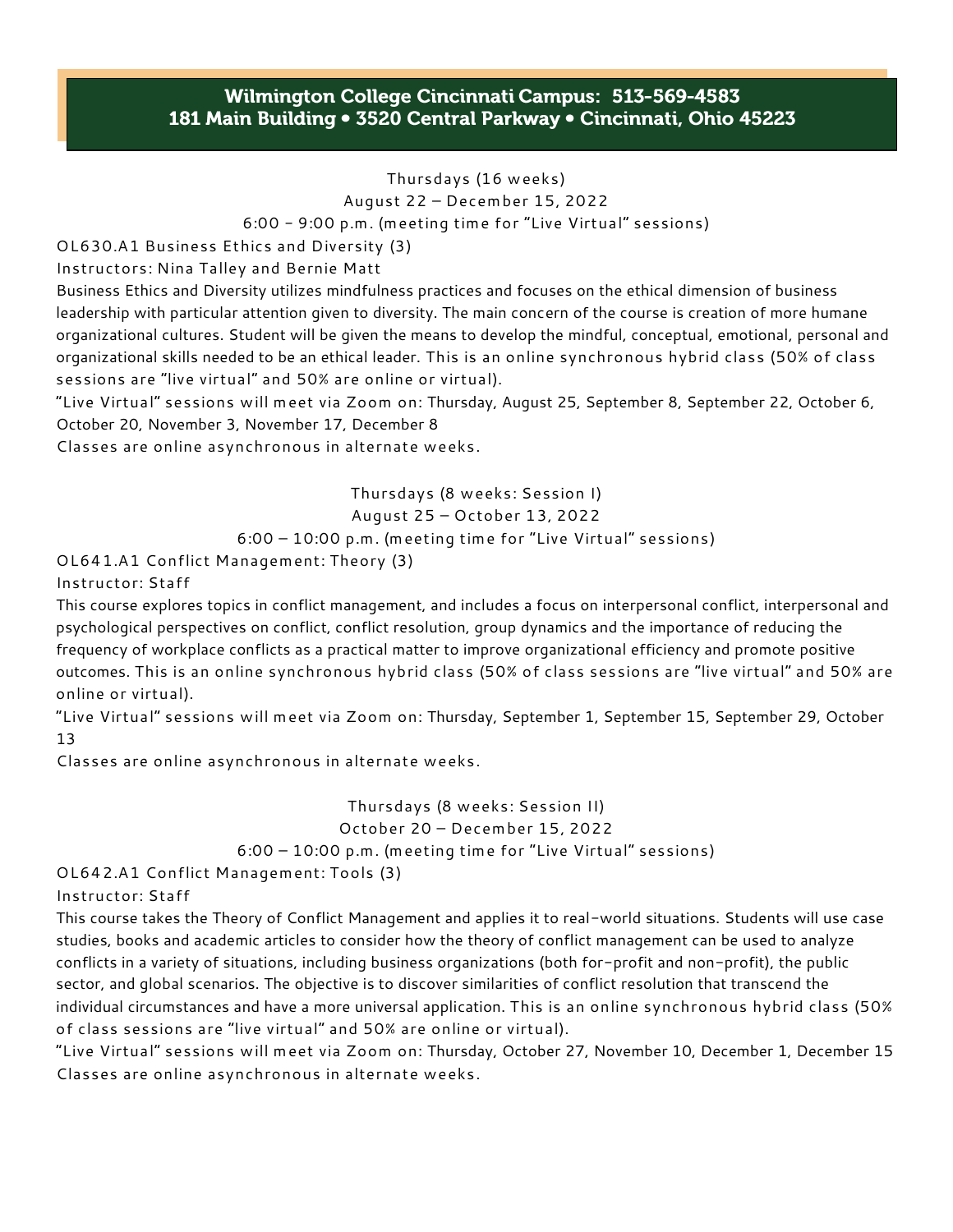## Wilmington College Cincinnati Campus: 513-569-4583
## 181 Main Building • 3520 Central Parkway • Cincinnati, Ohio 45223

Thursdays (16 weeks)
August 22 – December 15, 2022
6:00 - 9:00 p.m. (meeting time for "Live Virtual" sessions)

OL630.A1 Business Ethics and Diversity (3)
Instructors: Nina Talley and Bernie Matt

Business Ethics and Diversity utilizes mindfulness practices and focuses on the ethical dimension of business leadership with particular attention given to diversity. The main concern of the course is creation of more humane organizational cultures. Student will be given the means to develop the mindful, conceptual, emotional, personal and organizational skills needed to be an ethical leader. This is an online synchronous hybrid class (50% of class sessions are "live virtual" and 50% are online or virtual).

"Live Virtual" sessions will meet via Zoom on: Thursday, August 25, September 8, September 22, October 6, October 20, November 3, November 17, December 8

Classes are online asynchronous in alternate weeks.

Thursdays (8 weeks: Session I)
August 25 – October 13, 2022
6:00 – 10:00 p.m. (meeting time for "Live Virtual" sessions)

OL641.A1 Conflict Management: Theory (3)
Instructor: Staff

This course explores topics in conflict management, and includes a focus on interpersonal conflict, interpersonal and psychological perspectives on conflict, conflict resolution, group dynamics and the importance of reducing the frequency of workplace conflicts as a practical matter to improve organizational efficiency and promote positive outcomes. This is an online synchronous hybrid class (50% of class sessions are "live virtual" and 50% are online or virtual).

"Live Virtual" sessions will meet via Zoom on: Thursday, September 1, September 15, September 29, October 13

Classes are online asynchronous in alternate weeks.

Thursdays (8 weeks: Session II)
October 20 – December 15, 2022
6:00 – 10:00 p.m. (meeting time for "Live Virtual" sessions)

OL642.A1 Conflict Management: Tools (3)
Instructor: Staff

This course takes the Theory of Conflict Management and applies it to real-world situations. Students will use case studies, books and academic articles to consider how the theory of conflict management can be used to analyze conflicts in a variety of situations, including business organizations (both for-profit and non-profit), the public sector, and global scenarios. The objective is to discover similarities of conflict resolution that transcend the individual circumstances and have a more universal application. This is an online synchronous hybrid class (50% of class sessions are "live virtual" and 50% are online or virtual).

"Live Virtual" sessions will meet via Zoom on: Thursday, October 27, November 10, December 1, December 15

Classes are online asynchronous in alternate weeks.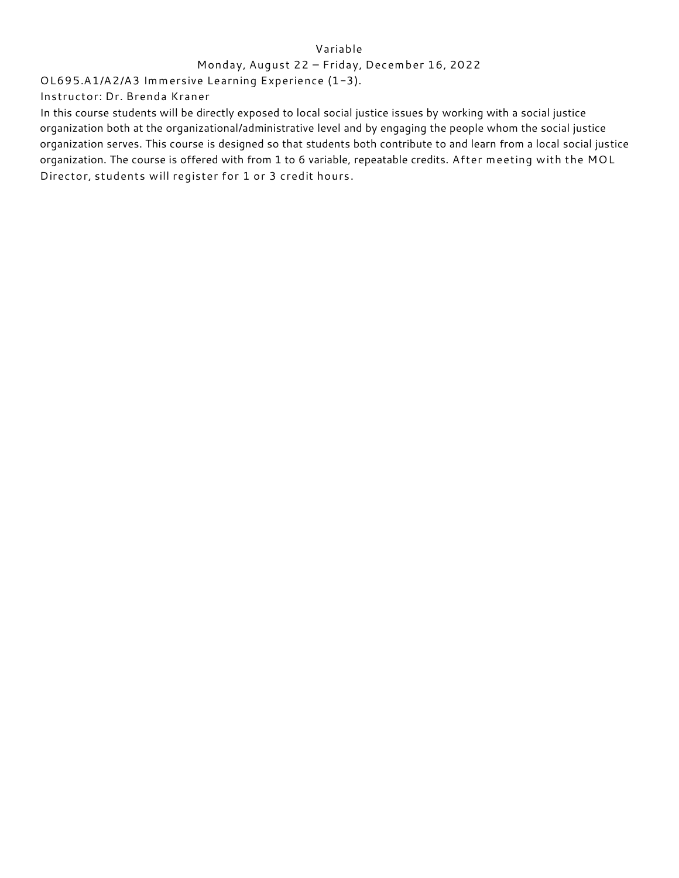Variable

Monday, August 22 – Friday, December 16, 2022

OL695.A1/A2/A3 Immersive Learning Experience (1–3).

Instructor: Dr. Brenda Kraner

In this course students will be directly exposed to local social justice issues by working with a social justice organization both at the organizational/administrative level and by engaging the people whom the social justice organization serves. This course is designed so that students both contribute to and learn from a local social justice organization. The course is offered with from 1 to 6 variable, repeatable credits. After meeting with the MOL Director, students will register for 1 or 3 credit hours.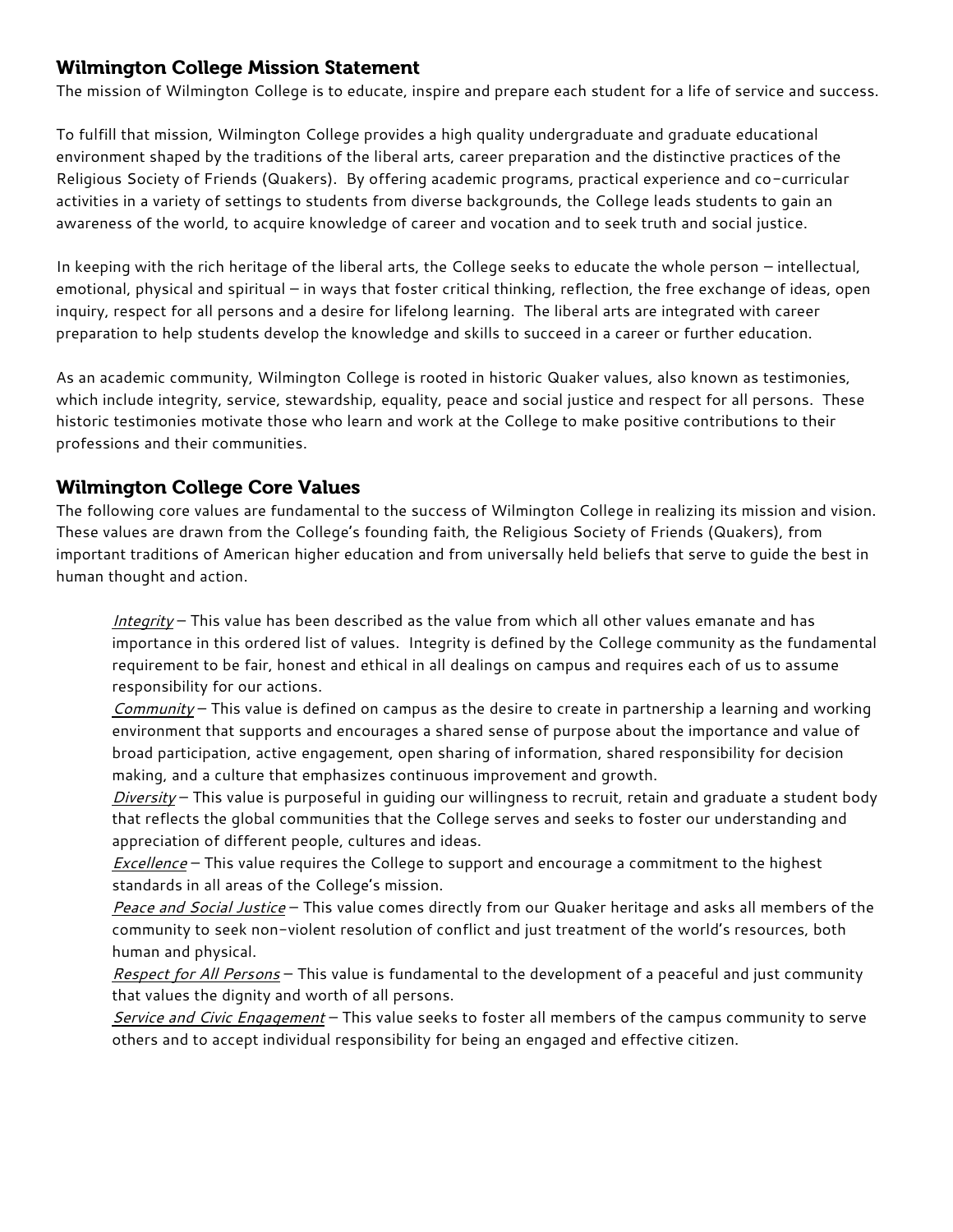## Wilmington College Mission Statement

The mission of Wilmington College is to educate, inspire and prepare each student for a life of service and success.

To fulfill that mission, Wilmington College provides a high quality undergraduate and graduate educational environment shaped by the traditions of the liberal arts, career preparation and the distinctive practices of the Religious Society of Friends (Quakers). By offering academic programs, practical experience and co-curricular activities in a variety of settings to students from diverse backgrounds, the College leads students to gain an awareness of the world, to acquire knowledge of career and vocation and to seek truth and social justice.

In keeping with the rich heritage of the liberal arts, the College seeks to educate the whole person – intellectual, emotional, physical and spiritual – in ways that foster critical thinking, reflection, the free exchange of ideas, open inquiry, respect for all persons and a desire for lifelong learning. The liberal arts are integrated with career preparation to help students develop the knowledge and skills to succeed in a career or further education.

As an academic community, Wilmington College is rooted in historic Quaker values, also known as testimonies, which include integrity, service, stewardship, equality, peace and social justice and respect for all persons. These historic testimonies motivate those who learn and work at the College to make positive contributions to their professions and their communities.

## Wilmington College Core Values

The following core values are fundamental to the success of Wilmington College in realizing its mission and vision. These values are drawn from the College's founding faith, the Religious Society of Friends (Quakers), from important traditions of American higher education and from universally held beliefs that serve to guide the best in human thought and action.

*Integrity* – This value has been described as the value from which all other values emanate and has importance in this ordered list of values. Integrity is defined by the College community as the fundamental requirement to be fair, honest and ethical in all dealings on campus and requires each of us to assume responsibility for our actions.

*Community* – This value is defined on campus as the desire to create in partnership a learning and working environment that supports and encourages a shared sense of purpose about the importance and value of broad participation, active engagement, open sharing of information, shared responsibility for decision making, and a culture that emphasizes continuous improvement and growth.

*Diversity* – This value is purposeful in guiding our willingness to recruit, retain and graduate a student body that reflects the global communities that the College serves and seeks to foster our understanding and appreciation of different people, cultures and ideas.

*Excellence* – This value requires the College to support and encourage a commitment to the highest standards in all areas of the College's mission.

*Peace and Social Justice* – This value comes directly from our Quaker heritage and asks all members of the community to seek non-violent resolution of conflict and just treatment of the world's resources, both human and physical.

*Respect for All Persons* – This value is fundamental to the development of a peaceful and just community that values the dignity and worth of all persons.

*Service and Civic Engagement* – This value seeks to foster all members of the campus community to serve others and to accept individual responsibility for being an engaged and effective citizen.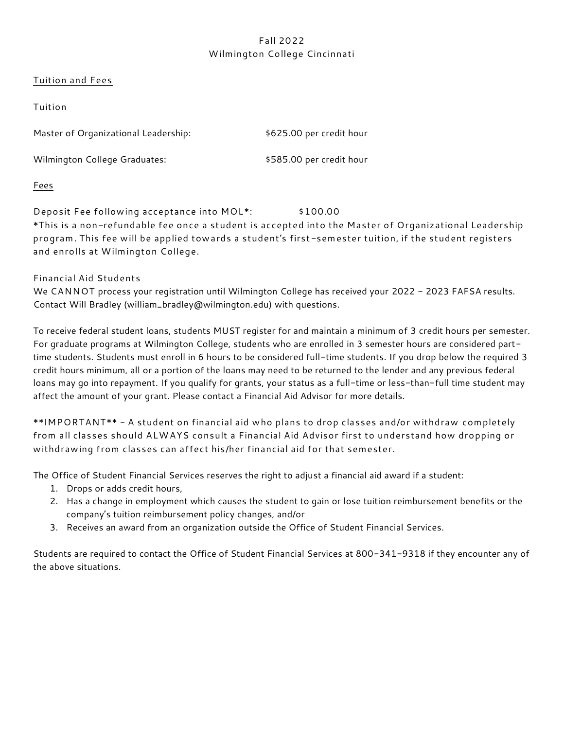Fall 2022
Wilmington College Cincinnati

## Tuition and Fees

### Tuition

| | |
|---|---|
| Master of Organizational Leadership: | $625.00 per credit hour |
| Wilmington College Graduates: | $585.00 per credit hour |

### Fees

Deposit Fee following acceptance into MOL*: $100.00

*This is a non-refundable fee once a student is accepted into the Master of Organizational Leadership program. This fee will be applied towards a student's first-semester tuition, if the student registers and enrolls at Wilmington College.

### Financial Aid Students

We CANNOT process your registration until Wilmington College has received your 2022 – 2023 FAFSA results. Contact Will Bradley (william_bradley@wilmington.edu) with questions.

To receive federal student loans, students MUST register for and maintain a minimum of 3 credit hours per semester. For graduate programs at Wilmington College, students who are enrolled in 3 semester hours are considered part-time students. Students must enroll in 6 hours to be considered full-time students. If you drop below the required 3 credit hours minimum, all or a portion of the loans may need to be returned to the lender and any previous federal loans may go into repayment. If you qualify for grants, your status as a full-time or less-than-full time student may affect the amount of your grant. Please contact a Financial Aid Advisor for more details.

**IMPORTANT** – A student on financial aid who plans to drop classes and/or withdraw completely from all classes should ALWAYS consult a Financial Aid Advisor first to understand how dropping or withdrawing from classes can affect his/her financial aid for that semester.

The Office of Student Financial Services reserves the right to adjust a financial aid award if a student:

1. Drops or adds credit hours,
2. Has a change in employment which causes the student to gain or lose tuition reimbursement benefits or the company's tuition reimbursement policy changes, and/or
3. Receives an award from an organization outside the Office of Student Financial Services.

Students are required to contact the Office of Student Financial Services at 800-341-9318 if they encounter any of the above situations.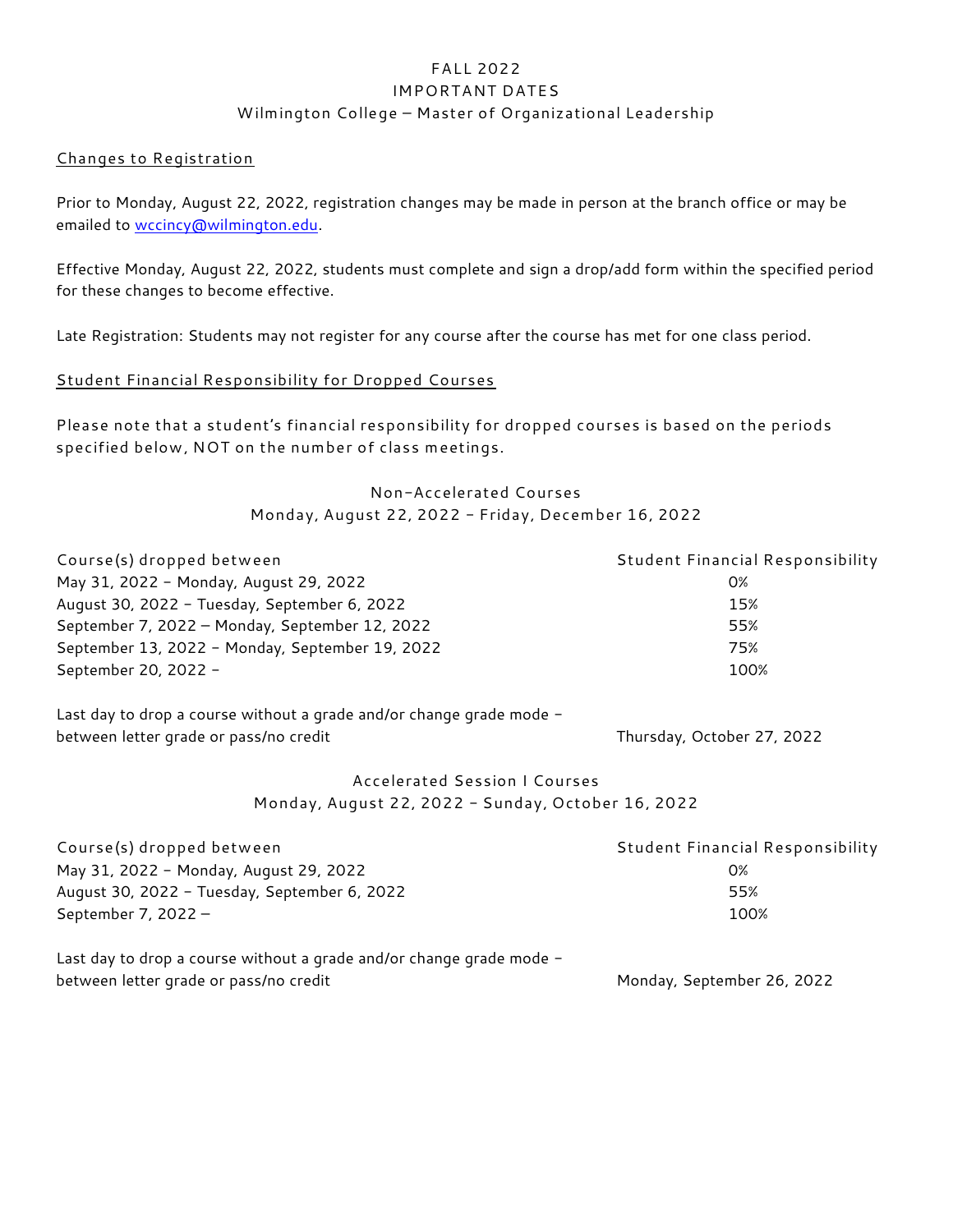# FALL 2022
# IMPORTANT DATES
## Wilmington College – Master of Organizational Leadership

### Changes to Registration

Prior to Monday, August 22, 2022, registration changes may be made in person at the branch office or may be emailed to wccincy@wilmington.edu.

Effective Monday, August 22, 2022, students must complete and sign a drop/add form within the specified period for these changes to become effective.

Late Registration: Students may not register for any course after the course has met for one class period.

### Student Financial Responsibility for Dropped Courses

Please note that a student's financial responsibility for dropped courses is based on the periods specified below, NOT on the number of class meetings.

#### Non-Accelerated Courses
Monday, August 22, 2022 - Friday, December 16, 2022

| Course(s) dropped between | Student Financial Responsibility |
|---|---|
| May 31, 2022 - Monday, August 29, 2022 | 0% |
| August 30, 2022 - Tuesday, September 6, 2022 | 15% |
| September 7, 2022 – Monday, September 12, 2022 | 55% |
| September 13, 2022 - Monday, September 19, 2022 | 75% |
| September 20, 2022 - | 100% |

Last day to drop a course without a grade and/or change grade mode - between letter grade or pass/no credit: Thursday, October 27, 2022

#### Accelerated Session I Courses
Monday, August 22, 2022 - Sunday, October 16, 2022

| Course(s) dropped between | Student Financial Responsibility |
|---|---|
| May 31, 2022 - Monday, August 29, 2022 | 0% |
| August 30, 2022 - Tuesday, September 6, 2022 | 55% |
| September 7, 2022 – | 100% |

Last day to drop a course without a grade and/or change grade mode - between letter grade or pass/no credit: Monday, September 26, 2022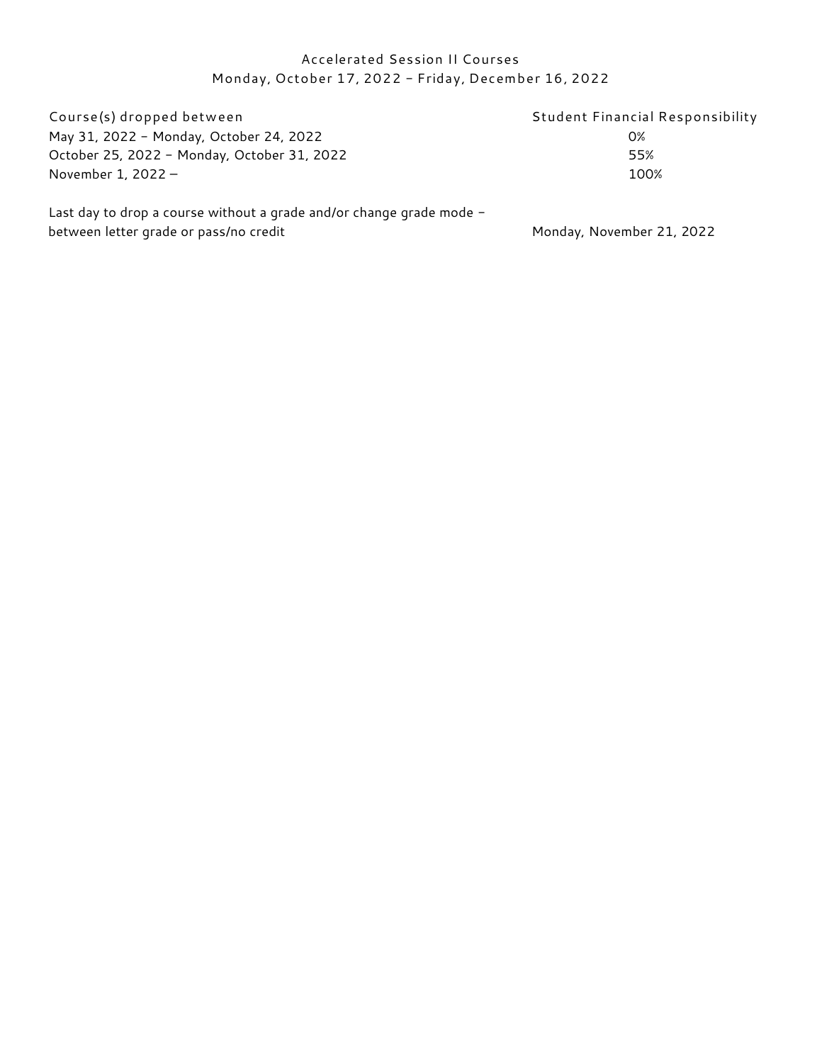## Accelerated Session II Courses
## Monday, October 17, 2022 – Friday, December 16, 2022

| Course(s) dropped between | Student Financial Responsibility |
|---|---|
| May 31, 2022 – Monday, October 24, 2022 | 0% |
| October 25, 2022 – Monday, October 31, 2022 | 55% |
| November 1, 2022 – | 100% |

| | |
|---|---|
| Last day to drop a course without a grade and/or change grade mode – between letter grade or pass/no credit | Monday, November 21, 2022 |